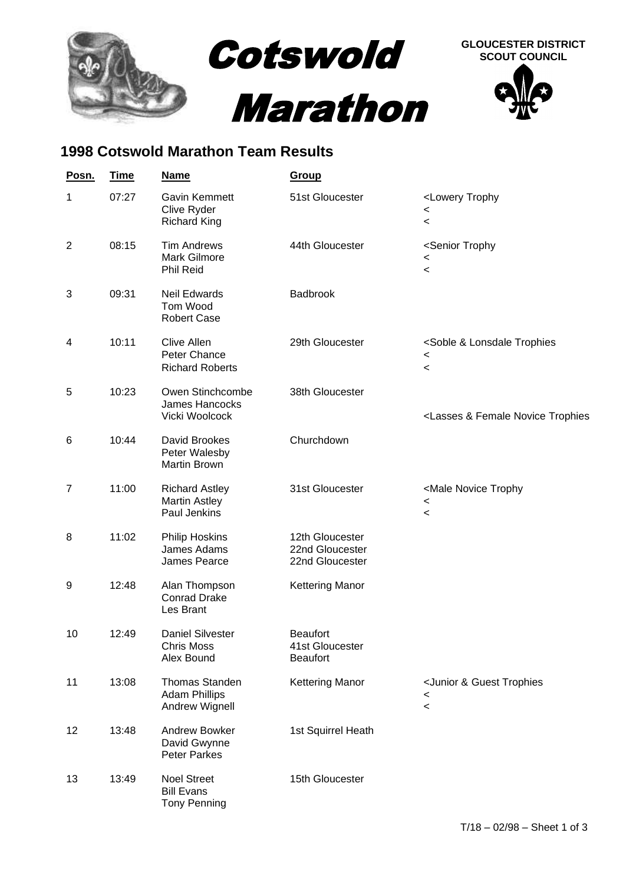# Cotswold Marathon

GLOUCESTER DISTRICT SCOUT COUNCIL

## 1998 Cotswold Marathon Team Results

| Posn. | Time | Name | Group | |
|---|---|---|---|---|
| 1 | 07:27 | Gavin Kemmett<br>Clive Ryder<br>Richard King | 51st Gloucester | <Lowery Trophy<br><<br>< |
| 2 | 08:15 | Tim Andrews<br>Mark Gilmore<br>Phil Reid | 44th Gloucester | <Senior Trophy<br><<br>< |
| 3 | 09:31 | Neil Edwards<br>Tom Wood<br>Robert Case | Badbrook | |
| 4 | 10:11 | Clive Allen<br>Peter Chance<br>Richard Roberts | 29th Gloucester | <Soble & Lonsdale Trophies<br><<br>< |
| 5 | 10:23 | Owen Stinchcombe<br>James Hancocks<br>Vicki Woolcock | 38th Gloucester | <br><br><Lasses & Female Novice Trophies |
| 6 | 10:44 | David Brookes<br>Peter Walesby<br>Martin Brown | Churchdown | |
| 7 | 11:00 | Richard Astley<br>Martin Astley<br>Paul Jenkins | 31st Gloucester | <Male Novice Trophy<br><<br>< |
| 8 | 11:02 | Philip Hoskins<br>James Adams<br>James Pearce | 12th Gloucester<br>22nd Gloucester<br>22nd Gloucester | |
| 9 | 12:48 | Alan Thompson<br>Conrad Drake<br>Les Brant | Kettering Manor | |
| 10 | 12:49 | Daniel Silvester<br>Chris Moss<br>Alex Bound | Beaufort<br>41st Gloucester<br>Beaufort | |
| 11 | 13:08 | Thomas Standen<br>Adam Phillips<br>Andrew Wignell | Kettering Manor | <Junior & Guest Trophies<br><<br>< |
| 12 | 13:48 | Andrew Bowker<br>David Gwynne<br>Peter Parkes | 1st Squirrel Heath | |
| 13 | 13:49 | Noel Street<br>Bill Evans<br>Tony Penning | 15th Gloucester | |

T/18 – 02/98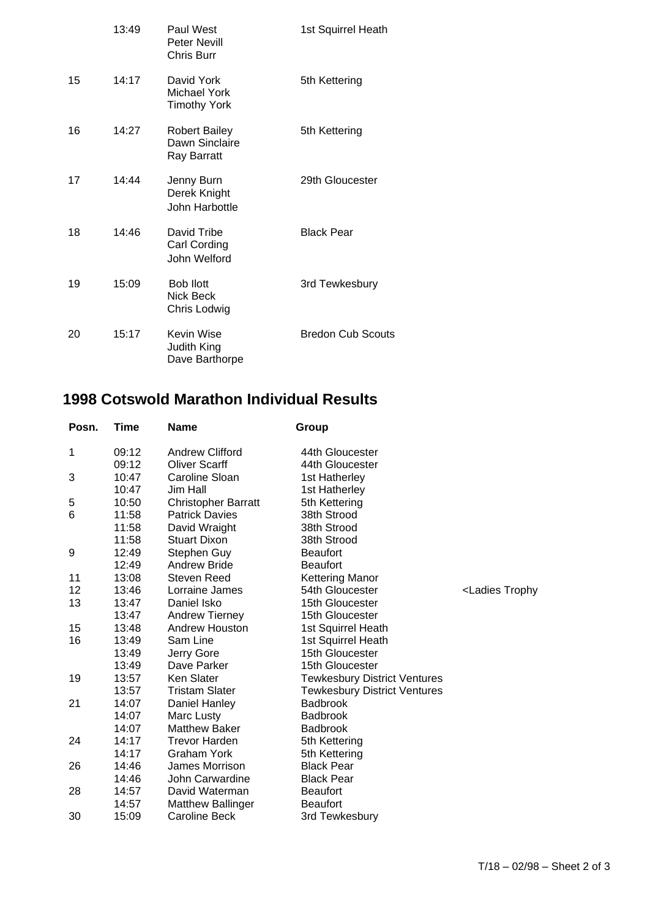| | | | |
|---|---|---|---|
| | 13:49 | Paul West<br>Peter Nevill<br>Chris Burr | 1st Squirrel Heath |
| 15 | 14:17 | David York<br>Michael York<br>Timothy York | 5th Kettering |
| 16 | 14:27 | Robert Bailey<br>Dawn Sinclaire<br>Ray Barratt | 5th Kettering |
| 17 | 14:44 | Jenny Burn<br>Derek Knight<br>John Harbottle | 29th Gloucester |
| 18 | 14:46 | David Tribe<br>Carl Cording<br>John Welford | Black Pear |
| 19 | 15:09 | Bob Ilott<br>Nick Beck<br>Chris Lodwig | 3rd Tewkesbury |
| 20 | 15:17 | Kevin Wise<br>Judith King<br>Dave Barthorpe | Bredon Cub Scouts |

## 1998 Cotswold Marathon Individual Results

| Posn. | Time | Name | Group | |
|---|---|---|---|---|
| 1 | 09:12 | Andrew Clifford | 44th Gloucester | |
| | 09:12 | Oliver Scarff | 44th Gloucester | |
| 3 | 10:47 | Caroline Sloan | 1st Hatherley | |
| | 10:47 | Jim Hall | 1st Hatherley | |
| 5 | 10:50 | Christopher Barratt | 5th Kettering | |
| 6 | 11:58 | Patrick Davies | 38th Strood | |
| | 11:58 | David Wraight | 38th Strood | |
| | 11:58 | Stuart Dixon | 38th Strood | |
| 9 | 12:49 | Stephen Guy | Beaufort | |
| | 12:49 | Andrew Bride | Beaufort | |
| 11 | 13:08 | Steven Reed | Kettering Manor | |
| 12 | 13:46 | Lorraine James | 54th Gloucester | <Ladies Trophy |
| 13 | 13:47 | Daniel Isko | 15th Gloucester | |
| | 13:47 | Andrew Tierney | 15th Gloucester | |
| 15 | 13:48 | Andrew Houston | 1st Squirrel Heath | |
| 16 | 13:49 | Sam Line | 1st Squirrel Heath | |
| | 13:49 | Jerry Gore | 15th Gloucester | |
| | 13:49 | Dave Parker | 15th Gloucester | |
| 19 | 13:57 | Ken Slater | Tewkesbury District Ventures | |
| | 13:57 | Tristam Slater | Tewkesbury District Ventures | |
| 21 | 14:07 | Daniel Hanley | Badbrook | |
| | 14:07 | Marc Lusty | Badbrook | |
| | 14:07 | Matthew Baker | Badbrook | |
| 24 | 14:17 | Trevor Harden | 5th Kettering | |
| | 14:17 | Graham York | 5th Kettering | |
| 26 | 14:46 | James Morrison | Black Pear | |
| | 14:46 | John Carwardine | Black Pear | |
| 28 | 14:57 | David Waterman | Beaufort | |
| | 14:57 | Matthew Ballinger | Beaufort | |
| 30 | 15:09 | Caroline Beck | 3rd Tewkesbury | |

T/18 – 02/98 – Sheet 2 of 3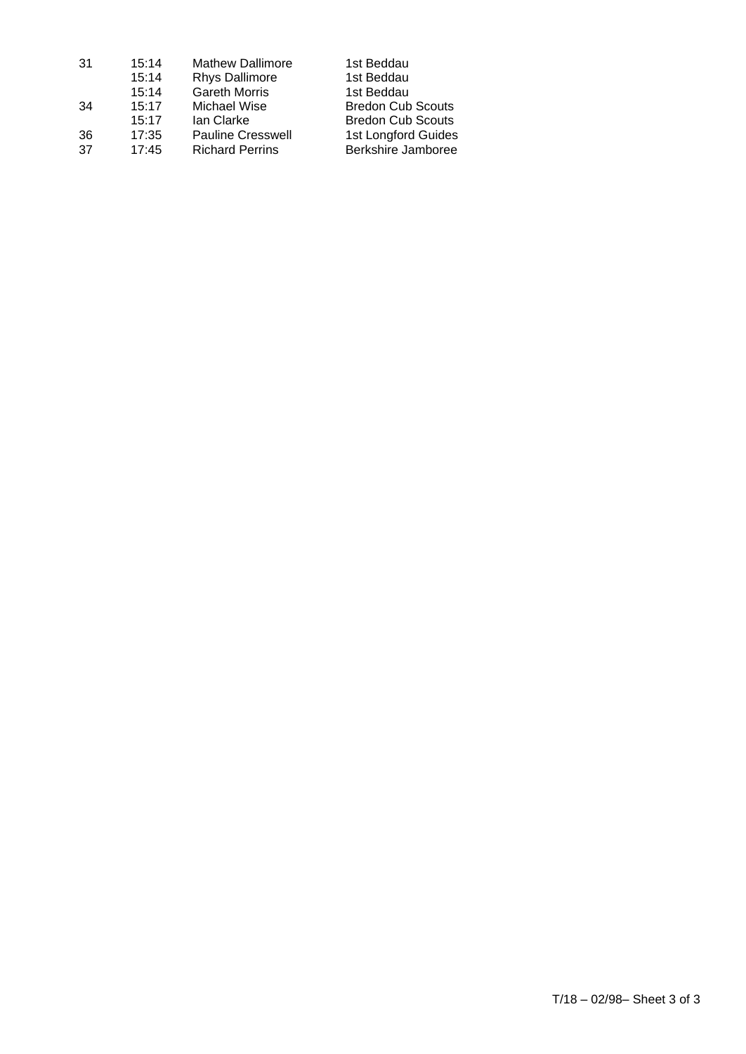| | | | |
|---|---|---|---|
| 31 | 15:14 | Mathew Dallimore | 1st Beddau |
| | 15:14 | Rhys Dallimore | 1st Beddau |
| | 15:14 | Gareth Morris | 1st Beddau |
| 34 | 15:17 | Michael Wise | Bredon Cub Scouts |
| | 15:17 | Ian Clarke | Bredon Cub Scouts |
| 36 | 17:35 | Pauline Cresswell | 1st Longford Guides |
| 37 | 17:45 | Richard Perrins | Berkshire Jamboree |

T/18 – 02/98– Sheet 3 of 3